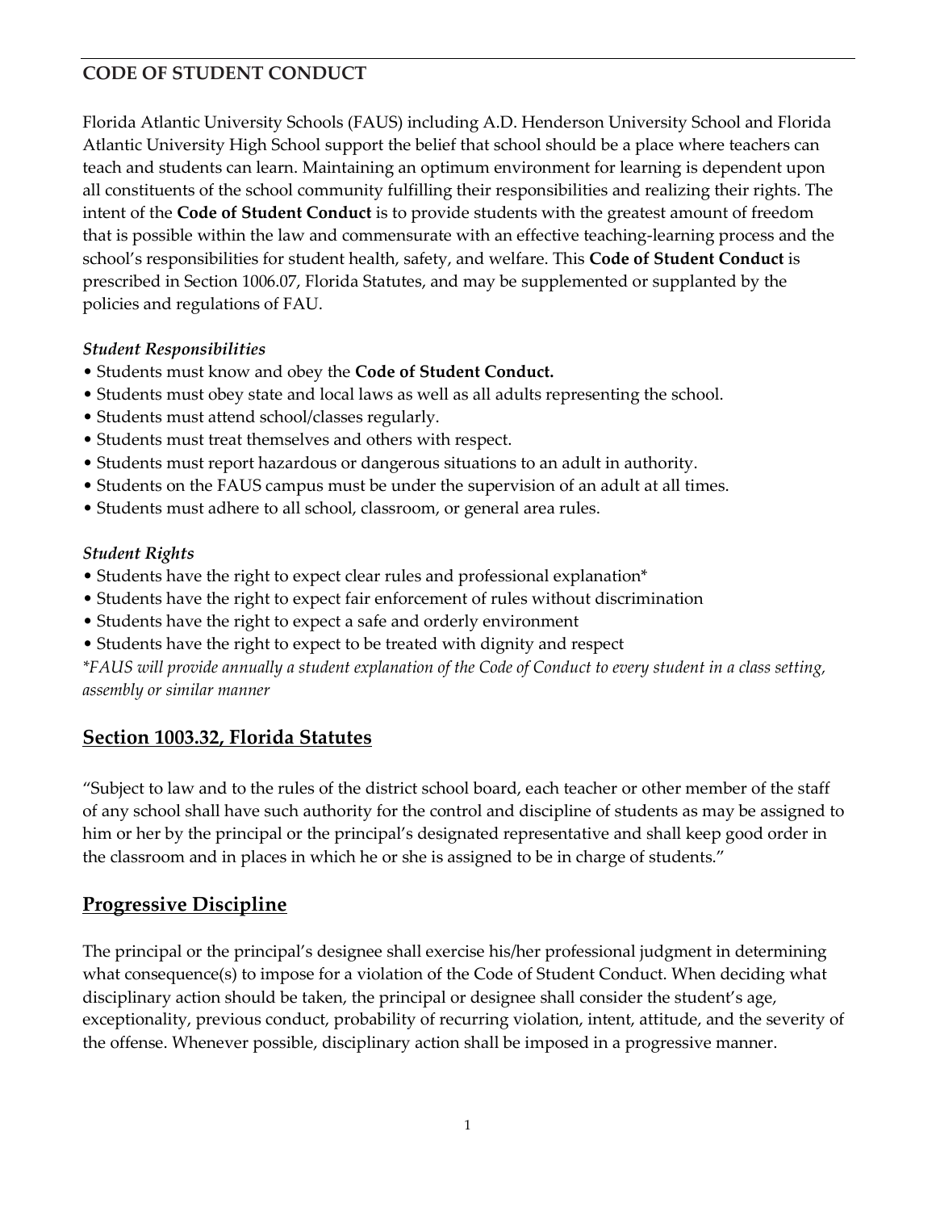## CODE OF STUDENT CONDUCT

Florida Atlantic University Schools (FAUS) including A.D. Henderson University School and Florida Atlantic University High School support the belief that school should be a place where teachers can teach and students can learn. Maintaining an optimum environment for learning is dependent upon all constituents of the school community fulfilling their responsibilities and realizing their rights. The intent of the **Code of Student Conduct** is to provide students with the greatest amount of freedom that is possible within the law and commensurate with an effective teaching-learning process and the school's responsibilities for student health, safety, and welfare. This **Code of Student Conduct** is prescribed in Section 1006.07, Florida Statutes, and may be supplemented or supplanted by the policies and regulations of FAU.

***Student Responsibilities***

- Students must know and obey the **Code of Student Conduct.**
- Students must obey state and local laws as well as all adults representing the school.
- Students must attend school/classes regularly.
- Students must treat themselves and others with respect.
- Students must report hazardous or dangerous situations to an adult in authority.
- Students on the FAUS campus must be under the supervision of an adult at all times.
- Students must adhere to all school, classroom, or general area rules.

***Student Rights***

- Students have the right to expect clear rules and professional explanation*
- Students have the right to expect fair enforcement of rules without discrimination
- Students have the right to expect a safe and orderly environment
- Students have the right to expect to be treated with dignity and respect

*\*FAUS will provide annually a student explanation of the Code of Conduct to every student in a class setting, assembly or similar manner*

## Section 1003.32, Florida Statutes

"Subject to law and to the rules of the district school board, each teacher or other member of the staff of any school shall have such authority for the control and discipline of students as may be assigned to him or her by the principal or the principal's designated representative and shall keep good order in the classroom and in places in which he or she is assigned to be in charge of students."

## Progressive Discipline

The principal or the principal's designee shall exercise his/her professional judgment in determining what consequence(s) to impose for a violation of the Code of Student Conduct. When deciding what disciplinary action should be taken, the principal or designee shall consider the student's age, exceptionality, previous conduct, probability of recurring violation, intent, attitude, and the severity of the offense. Whenever possible, disciplinary action shall be imposed in a progressive manner.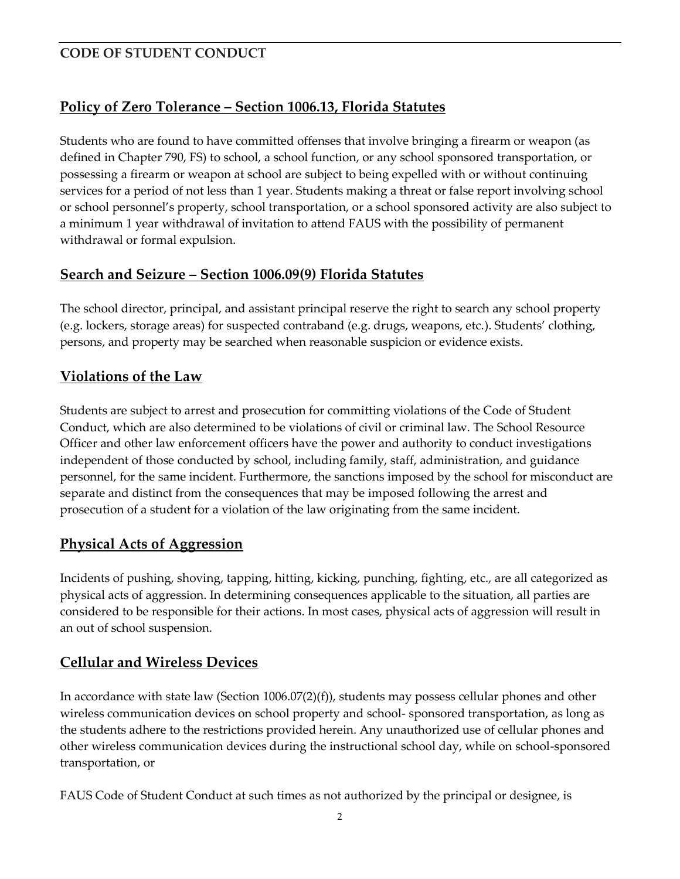## CODE OF STUDENT CONDUCT

### Policy of Zero Tolerance – Section 1006.13, Florida Statutes

Students who are found to have committed offenses that involve bringing a firearm or weapon (as defined in Chapter 790, FS) to school, a school function, or any school sponsored transportation, or possessing a firearm or weapon at school are subject to being expelled with or without continuing services for a period of not less than 1 year. Students making a threat or false report involving school or school personnel's property, school transportation, or a school sponsored activity are also subject to a minimum 1 year withdrawal of invitation to attend FAUS with the possibility of permanent withdrawal or formal expulsion.

### Search and Seizure – Section 1006.09(9) Florida Statutes

The school director, principal, and assistant principal reserve the right to search any school property (e.g. lockers, storage areas) for suspected contraband (e.g. drugs, weapons, etc.). Students' clothing, persons, and property may be searched when reasonable suspicion or evidence exists.

### Violations of the Law

Students are subject to arrest and prosecution for committing violations of the Code of Student Conduct, which are also determined to be violations of civil or criminal law. The School Resource Officer and other law enforcement officers have the power and authority to conduct investigations independent of those conducted by school, including family, staff, administration, and guidance personnel, for the same incident. Furthermore, the sanctions imposed by the school for misconduct are separate and distinct from the consequences that may be imposed following the arrest and prosecution of a student for a violation of the law originating from the same incident.

### Physical Acts of Aggression

Incidents of pushing, shoving, tapping, hitting, kicking, punching, fighting, etc., are all categorized as physical acts of aggression. In determining consequences applicable to the situation, all parties are considered to be responsible for their actions. In most cases, physical acts of aggression will result in an out of school suspension.

### Cellular and Wireless Devices

In accordance with state law (Section 1006.07(2)(f)), students may possess cellular phones and other wireless communication devices on school property and school- sponsored transportation, as long as the students adhere to the restrictions provided herein. Any unauthorized use of cellular phones and other wireless communication devices during the instructional school day, while on school-sponsored transportation, or

FAUS Code of Student Conduct at such times as not authorized by the principal or designee, is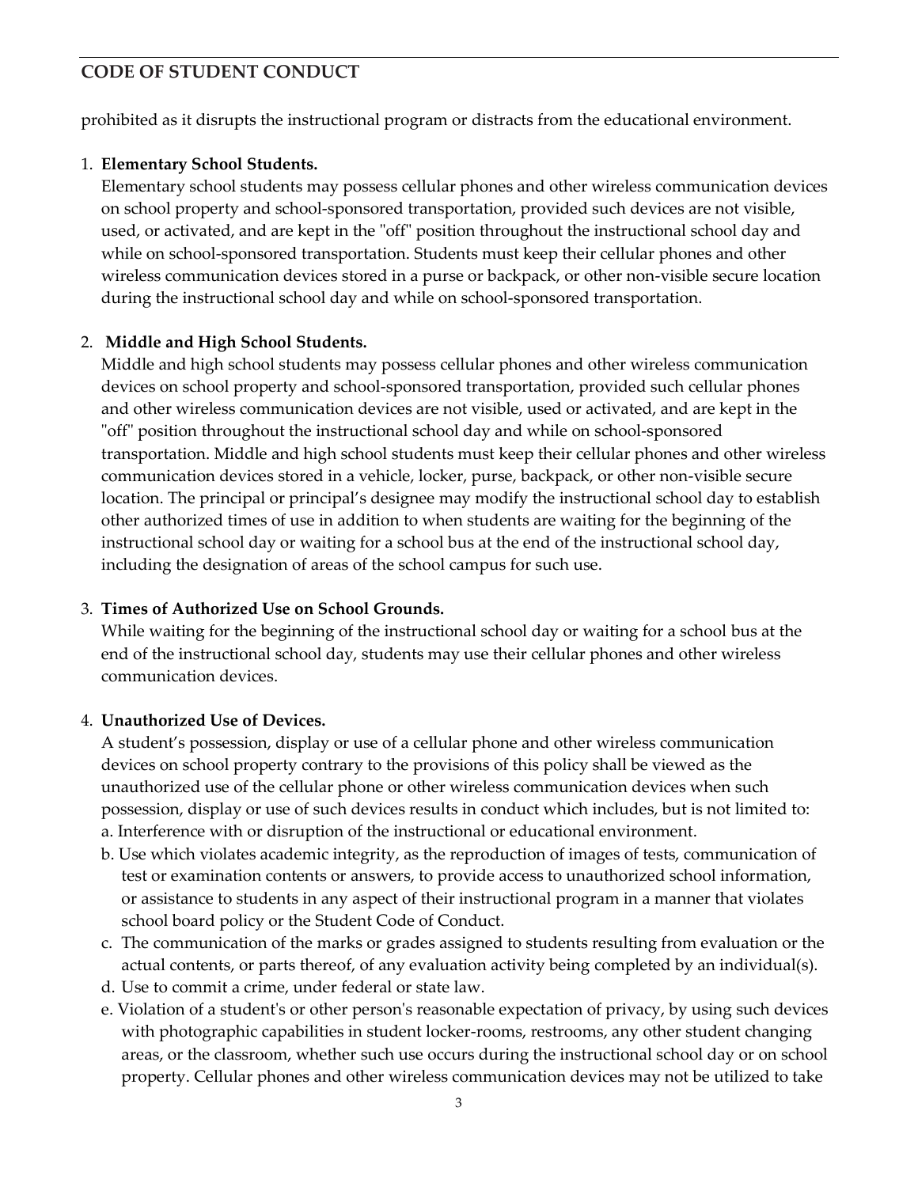prohibited as it disrupts the instructional program or distracts from the educational environment.

1. **Elementary School Students.**
   Elementary school students may possess cellular phones and other wireless communication devices on school property and school-sponsored transportation, provided such devices are not visible, used, or activated, and are kept in the "off" position throughout the instructional school day and while on school-sponsored transportation. Students must keep their cellular phones and other wireless communication devices stored in a purse or backpack, or other non-visible secure location during the instructional school day and while on school-sponsored transportation.

2. **Middle and High School Students.**
   Middle and high school students may possess cellular phones and other wireless communication devices on school property and school-sponsored transportation, provided such cellular phones and other wireless communication devices are not visible, used or activated, and are kept in the "off" position throughout the instructional school day and while on school-sponsored transportation. Middle and high school students must keep their cellular phones and other wireless communication devices stored in a vehicle, locker, purse, backpack, or other non-visible secure location. The principal or principal's designee may modify the instructional school day to establish other authorized times of use in addition to when students are waiting for the beginning of the instructional school day or waiting for a school bus at the end of the instructional school day, including the designation of areas of the school campus for such use.

3. **Times of Authorized Use on School Grounds.**
   While waiting for the beginning of the instructional school day or waiting for a school bus at the end of the instructional school day, students may use their cellular phones and other wireless communication devices.

4. **Unauthorized Use of Devices.**
   A student's possession, display or use of a cellular phone and other wireless communication devices on school property contrary to the provisions of this policy shall be viewed as the unauthorized use of the cellular phone or other wireless communication devices when such possession, display or use of such devices results in conduct which includes, but is not limited to:
   a. Interference with or disruption of the instructional or educational environment.
   b. Use which violates academic integrity, as the reproduction of images of tests, communication of test or examination contents or answers, to provide access to unauthorized school information, or assistance to students in any aspect of their instructional program in a manner that violates school board policy or the Student Code of Conduct.
   c. The communication of the marks or grades assigned to students resulting from evaluation or the actual contents, or parts thereof, of any evaluation activity being completed by an individual(s).
   d. Use to commit a crime, under federal or state law.
   e. Violation of a student's or other person's reasonable expectation of privacy, by using such devices with photographic capabilities in student locker-rooms, restrooms, any other student changing areas, or the classroom, whether such use occurs during the instructional school day or on school property. Cellular phones and other wireless communication devices may not be utilized to take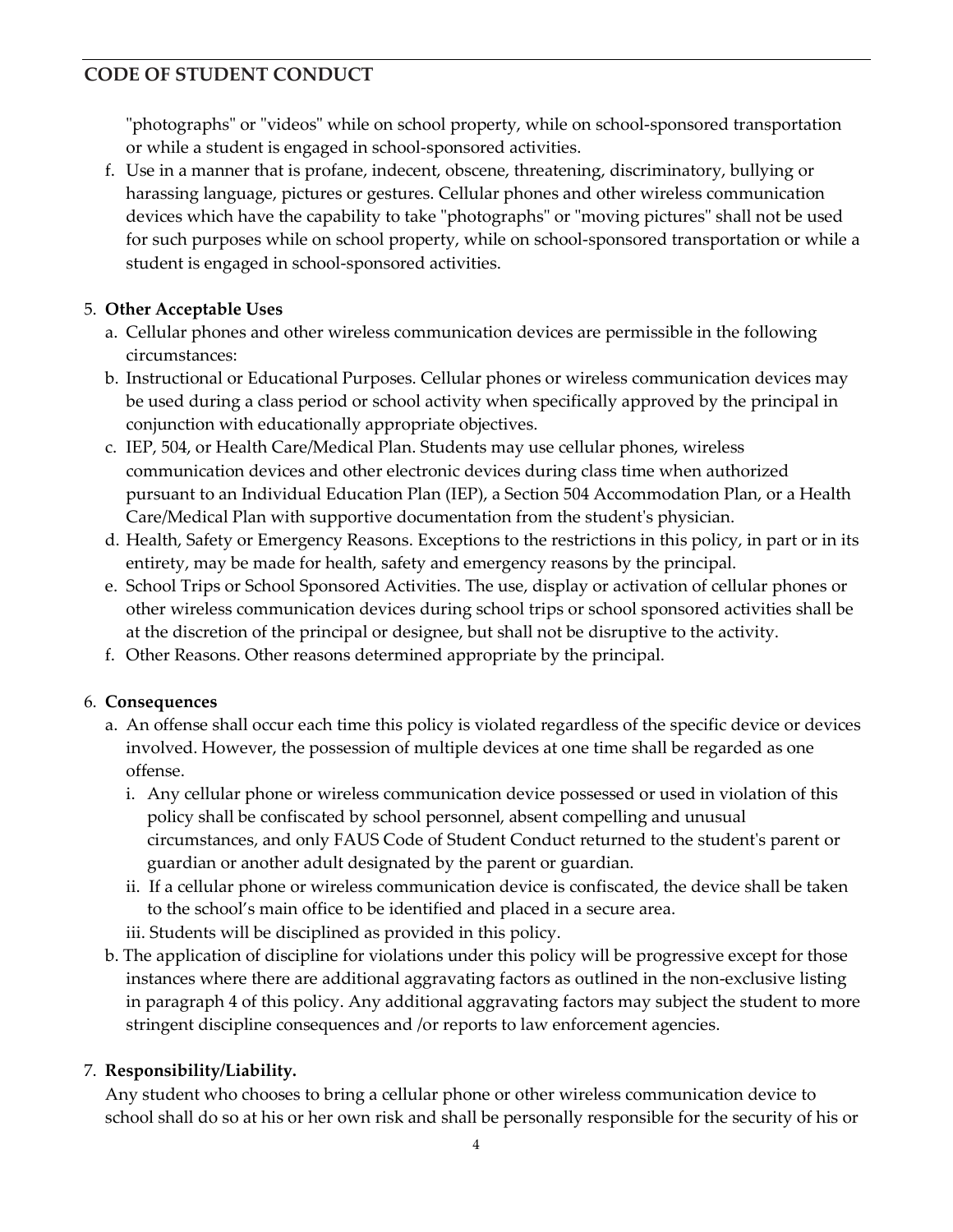"photographs" or "videos" while on school property, while on school-sponsored transportation or while a student is engaged in school-sponsored activities.

f. Use in a manner that is profane, indecent, obscene, threatening, discriminatory, bullying or harassing language, pictures or gestures. Cellular phones and other wireless communication devices which have the capability to take "photographs" or "moving pictures" shall not be used for such purposes while on school property, while on school-sponsored transportation or while a student is engaged in school-sponsored activities.

5. **Other Acceptable Uses**
   a. Cellular phones and other wireless communication devices are permissible in the following circumstances:
   b. Instructional or Educational Purposes. Cellular phones or wireless communication devices may be used during a class period or school activity when specifically approved by the principal in conjunction with educationally appropriate objectives.
   c. IEP, 504, or Health Care/Medical Plan. Students may use cellular phones, wireless communication devices and other electronic devices during class time when authorized pursuant to an Individual Education Plan (IEP), a Section 504 Accommodation Plan, or a Health Care/Medical Plan with supportive documentation from the student's physician.
   d. Health, Safety or Emergency Reasons. Exceptions to the restrictions in this policy, in part or in its entirety, may be made for health, safety and emergency reasons by the principal.
   e. School Trips or School Sponsored Activities. The use, display or activation of cellular phones or other wireless communication devices during school trips or school sponsored activities shall be at the discretion of the principal or designee, but shall not be disruptive to the activity.
   f. Other Reasons. Other reasons determined appropriate by the principal.

6. **Consequences**
   a. An offense shall occur each time this policy is violated regardless of the specific device or devices involved. However, the possession of multiple devices at one time shall be regarded as one offense.
      i. Any cellular phone or wireless communication device possessed or used in violation of this policy shall be confiscated by school personnel, absent compelling and unusual circumstances, and only FAUS Code of Student Conduct returned to the student's parent or guardian or another adult designated by the parent or guardian.
      ii. If a cellular phone or wireless communication device is confiscated, the device shall be taken to the school's main office to be identified and placed in a secure area.
      iii. Students will be disciplined as provided in this policy.
   b. The application of discipline for violations under this policy will be progressive except for those instances where there are additional aggravating factors as outlined in the non-exclusive listing in paragraph 4 of this policy. Any additional aggravating factors may subject the student to more stringent discipline consequences and /or reports to law enforcement agencies.

7. **Responsibility/Liability.**
   Any student who chooses to bring a cellular phone or other wireless communication device to school shall do so at his or her own risk and shall be personally responsible for the security of his or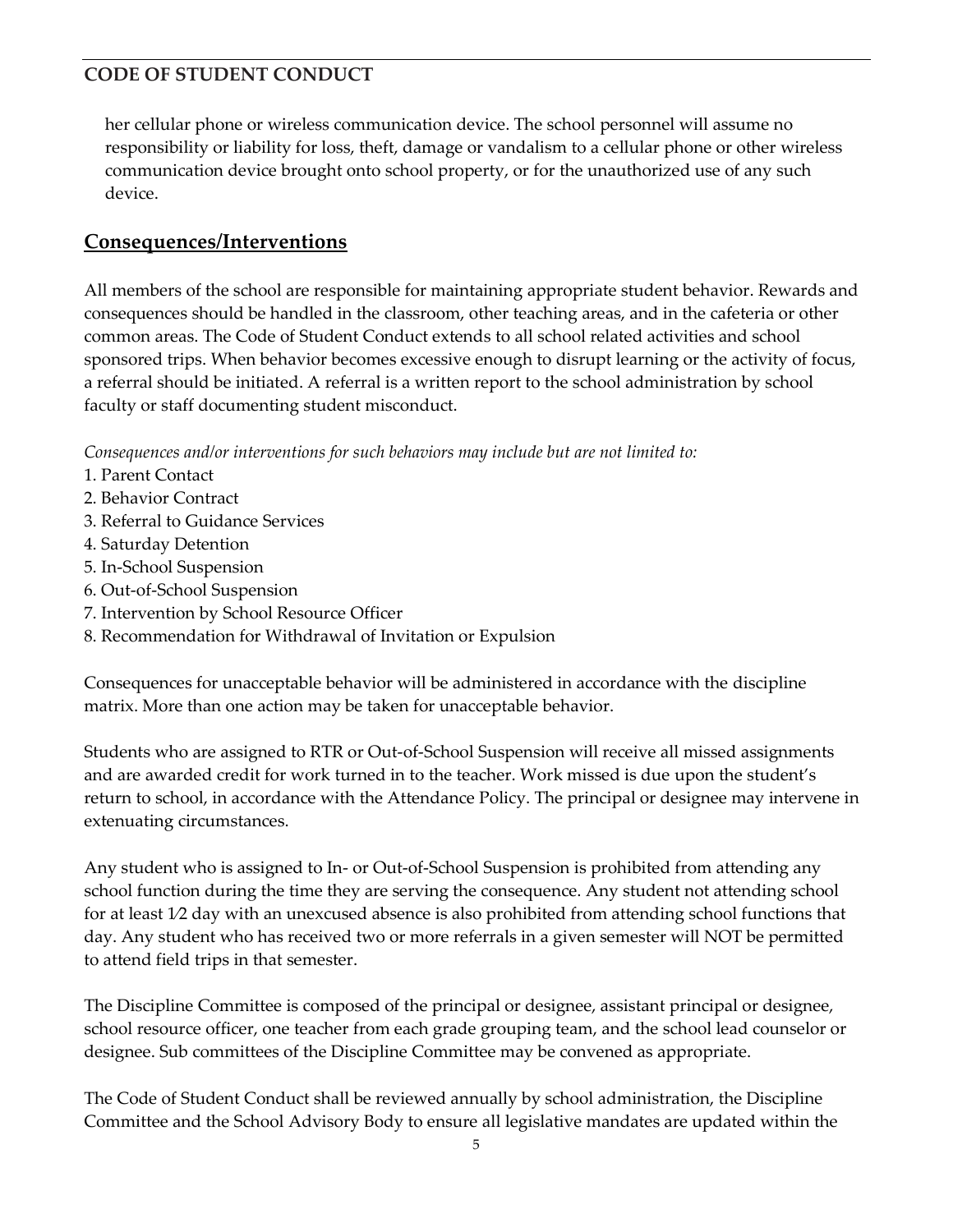her cellular phone or wireless communication device. The school personnel will assume no responsibility or liability for loss, theft, damage or vandalism to a cellular phone or other wireless communication device brought onto school property, or for the unauthorized use of any such device.

## Consequences/Interventions

All members of the school are responsible for maintaining appropriate student behavior. Rewards and consequences should be handled in the classroom, other teaching areas, and in the cafeteria or other common areas. The Code of Student Conduct extends to all school related activities and school sponsored trips. When behavior becomes excessive enough to disrupt learning or the activity of focus, a referral should be initiated. A referral is a written report to the school administration by school faculty or staff documenting student misconduct.

*Consequences and/or interventions for such behaviors may include but are not limited to:*

1. Parent Contact
2. Behavior Contract
3. Referral to Guidance Services
4. Saturday Detention
5. In-School Suspension
6. Out-of-School Suspension
7. Intervention by School Resource Officer
8. Recommendation for Withdrawal of Invitation or Expulsion

Consequences for unacceptable behavior will be administered in accordance with the discipline matrix. More than one action may be taken for unacceptable behavior.

Students who are assigned to RTR or Out-of-School Suspension will receive all missed assignments and are awarded credit for work turned in to the teacher. Work missed is due upon the student's return to school, in accordance with the Attendance Policy. The principal or designee may intervene in extenuating circumstances.

Any student who is assigned to In- or Out-of-School Suspension is prohibited from attending any school function during the time they are serving the consequence. Any student not attending school for at least 1⁄2 day with an unexcused absence is also prohibited from attending school functions that day. Any student who has received two or more referrals in a given semester will NOT be permitted to attend field trips in that semester.

The Discipline Committee is composed of the principal or designee, assistant principal or designee, school resource officer, one teacher from each grade grouping team, and the school lead counselor or designee. Sub committees of the Discipline Committee may be convened as appropriate.

The Code of Student Conduct shall be reviewed annually by school administration, the Discipline Committee and the School Advisory Body to ensure all legislative mandates are updated within the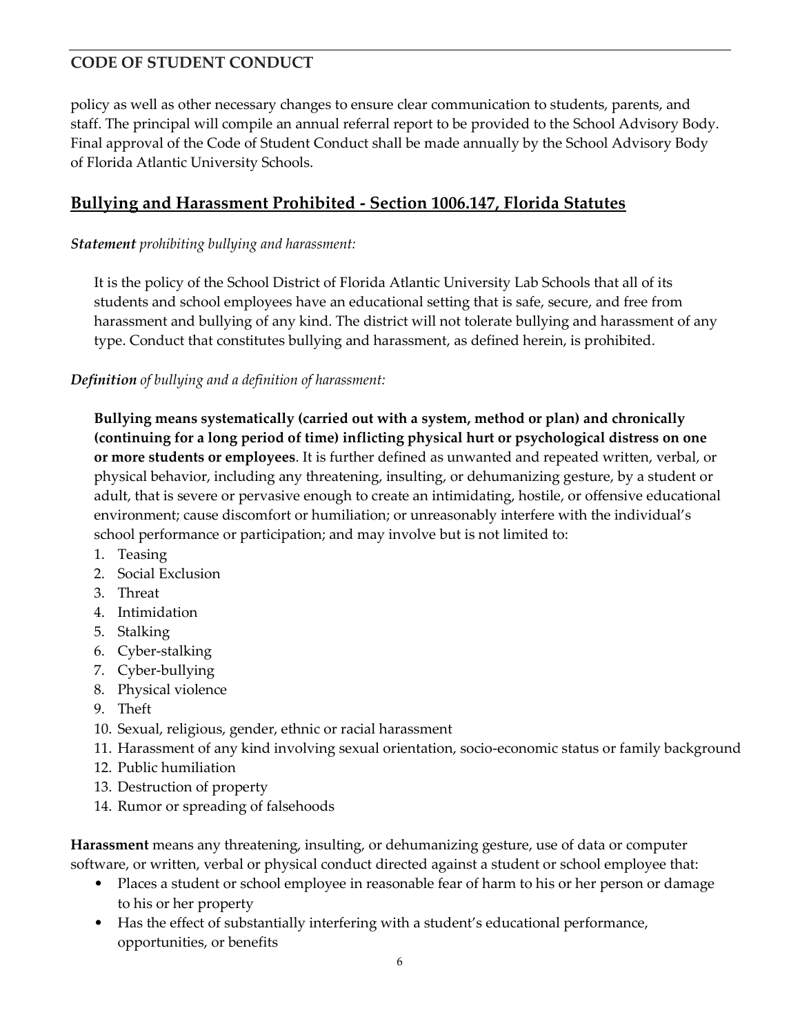policy as well as other necessary changes to ensure clear communication to students, parents, and staff. The principal will compile an annual referral report to be provided to the School Advisory Body. Final approval of the Code of Student Conduct shall be made annually by the School Advisory Body of Florida Atlantic University Schools.

## Bullying and Harassment Prohibited - Section 1006.147, Florida Statutes

***Statement*** *prohibiting bullying and harassment:*

It is the policy of the School District of Florida Atlantic University Lab Schools that all of its students and school employees have an educational setting that is safe, secure, and free from harassment and bullying of any kind. The district will not tolerate bullying and harassment of any type. Conduct that constitutes bullying and harassment, as defined herein, is prohibited.

***Definition*** *of bullying and a definition of harassment:*

**Bullying means systematically (carried out with a system, method or plan) and chronically (continuing for a long period of time) inflicting physical hurt or psychological distress on one or more students or employees**. It is further defined as unwanted and repeated written, verbal, or physical behavior, including any threatening, insulting, or dehumanizing gesture, by a student or adult, that is severe or pervasive enough to create an intimidating, hostile, or offensive educational environment; cause discomfort or humiliation; or unreasonably interfere with the individual's school performance or participation; and may involve but is not limited to:

1. Teasing
2. Social Exclusion
3. Threat
4. Intimidation
5. Stalking
6. Cyber-stalking
7. Cyber-bullying
8. Physical violence
9. Theft
10. Sexual, religious, gender, ethnic or racial harassment
11. Harassment of any kind involving sexual orientation, socio-economic status or family background
12. Public humiliation
13. Destruction of property
14. Rumor or spreading of falsehoods

**Harassment** means any threatening, insulting, or dehumanizing gesture, use of data or computer software, or written, verbal or physical conduct directed against a student or school employee that:

- Places a student or school employee in reasonable fear of harm to his or her person or damage to his or her property
- Has the effect of substantially interfering with a student's educational performance, opportunities, or benefits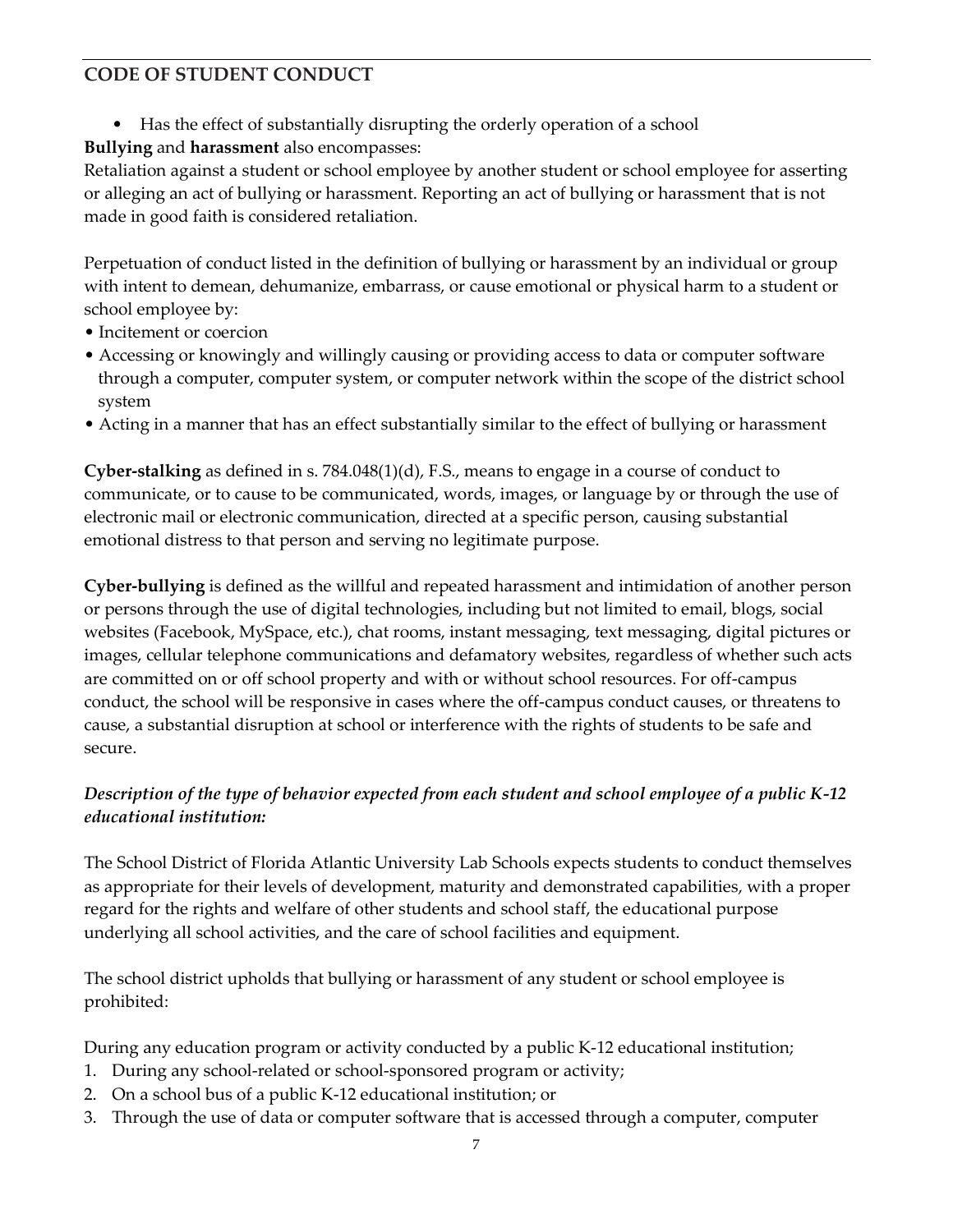## CODE OF STUDENT CONDUCT

- Has the effect of substantially disrupting the orderly operation of a school

**Bullying** and **harassment** also encompasses:

Retaliation against a student or school employee by another student or school employee for asserting or alleging an act of bullying or harassment. Reporting an act of bullying or harassment that is not made in good faith is considered retaliation.

Perpetuation of conduct listed in the definition of bullying or harassment by an individual or group with intent to demean, dehumanize, embarrass, or cause emotional or physical harm to a student or school employee by:

- Incitement or coercion
- Accessing or knowingly and willingly causing or providing access to data or computer software through a computer, computer system, or computer network within the scope of the district school system
- Acting in a manner that has an effect substantially similar to the effect of bullying or harassment

**Cyber-stalking** as defined in s. 784.048(1)(d), F.S., means to engage in a course of conduct to communicate, or to cause to be communicated, words, images, or language by or through the use of electronic mail or electronic communication, directed at a specific person, causing substantial emotional distress to that person and serving no legitimate purpose.

**Cyber-bullying** is defined as the willful and repeated harassment and intimidation of another person or persons through the use of digital technologies, including but not limited to email, blogs, social websites (Facebook, MySpace, etc.), chat rooms, instant messaging, text messaging, digital pictures or images, cellular telephone communications and defamatory websites, regardless of whether such acts are committed on or off school property and with or without school resources. For off-campus conduct, the school will be responsive in cases where the off-campus conduct causes, or threatens to cause, a substantial disruption at school or interference with the rights of students to be safe and secure.

***Description of the type of behavior expected from each student and school employee of a public K-12 educational institution:***

The School District of Florida Atlantic University Lab Schools expects students to conduct themselves as appropriate for their levels of development, maturity and demonstrated capabilities, with a proper regard for the rights and welfare of other students and school staff, the educational purpose underlying all school activities, and the care of school facilities and equipment.

The school district upholds that bullying or harassment of any student or school employee is prohibited:

During any education program or activity conducted by a public K-12 educational institution;

1. During any school-related or school-sponsored program or activity;
2. On a school bus of a public K-12 educational institution; or
3. Through the use of data or computer software that is accessed through a computer, computer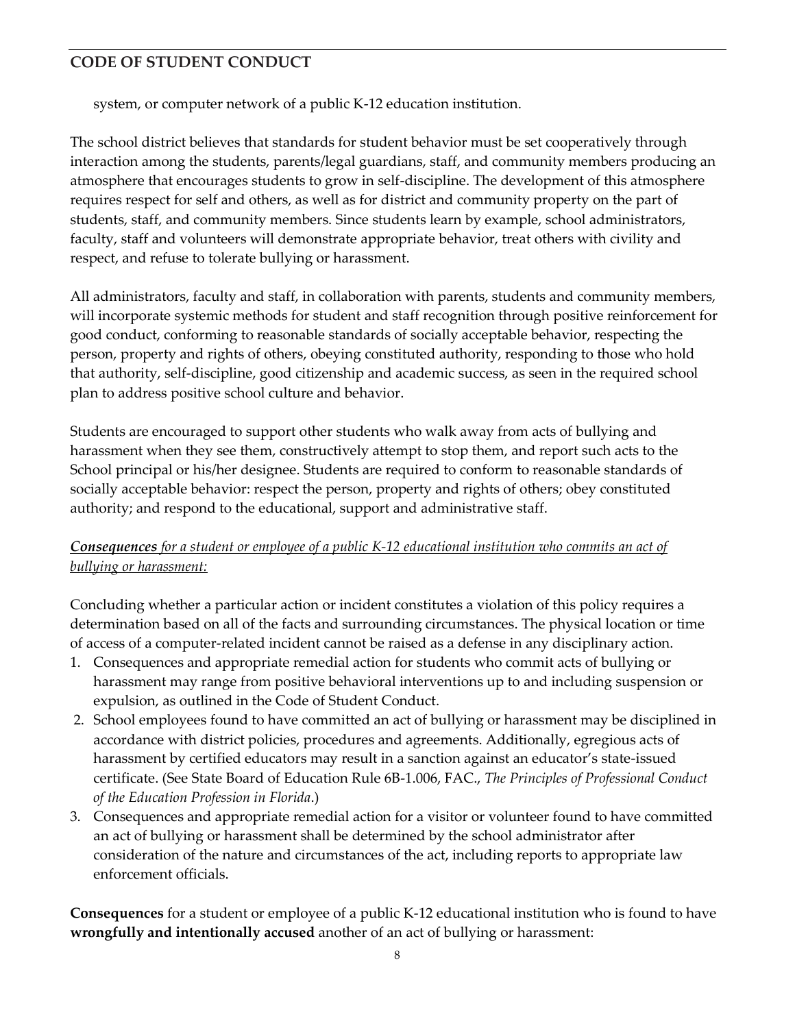system, or computer network of a public K-12 education institution.

The school district believes that standards for student behavior must be set cooperatively through interaction among the students, parents/legal guardians, staff, and community members producing an atmosphere that encourages students to grow in self-discipline. The development of this atmosphere requires respect for self and others, as well as for district and community property on the part of students, staff, and community members. Since students learn by example, school administrators, faculty, staff and volunteers will demonstrate appropriate behavior, treat others with civility and respect, and refuse to tolerate bullying or harassment.

All administrators, faculty and staff, in collaboration with parents, students and community members, will incorporate systemic methods for student and staff recognition through positive reinforcement for good conduct, conforming to reasonable standards of socially acceptable behavior, respecting the person, property and rights of others, obeying constituted authority, responding to those who hold that authority, self-discipline, good citizenship and academic success, as seen in the required school plan to address positive school culture and behavior.

Students are encouraged to support other students who walk away from acts of bullying and harassment when they see them, constructively attempt to stop them, and report such acts to the School principal or his/her designee. Students are required to conform to reasonable standards of socially acceptable behavior: respect the person, property and rights of others; obey constituted authority; and respond to the educational, support and administrative staff.

***Consequences** for a student or employee of a public K-12 educational institution who commits an act of bullying or harassment:*

Concluding whether a particular action or incident constitutes a violation of this policy requires a determination based on all of the facts and surrounding circumstances. The physical location or time of access of a computer-related incident cannot be raised as a defense in any disciplinary action.

1. Consequences and appropriate remedial action for students who commit acts of bullying or harassment may range from positive behavioral interventions up to and including suspension or expulsion, as outlined in the Code of Student Conduct.
2. School employees found to have committed an act of bullying or harassment may be disciplined in accordance with district policies, procedures and agreements. Additionally, egregious acts of harassment by certified educators may result in a sanction against an educator's state-issued certificate. (See State Board of Education Rule 6B-1.006, FAC., *The Principles of Professional Conduct of the Education Profession in Florida*.)
3. Consequences and appropriate remedial action for a visitor or volunteer found to have committed an act of bullying or harassment shall be determined by the school administrator after consideration of the nature and circumstances of the act, including reports to appropriate law enforcement officials.

**Consequences** for a student or employee of a public K-12 educational institution who is found to have **wrongfully and intentionally accused** another of an act of bullying or harassment: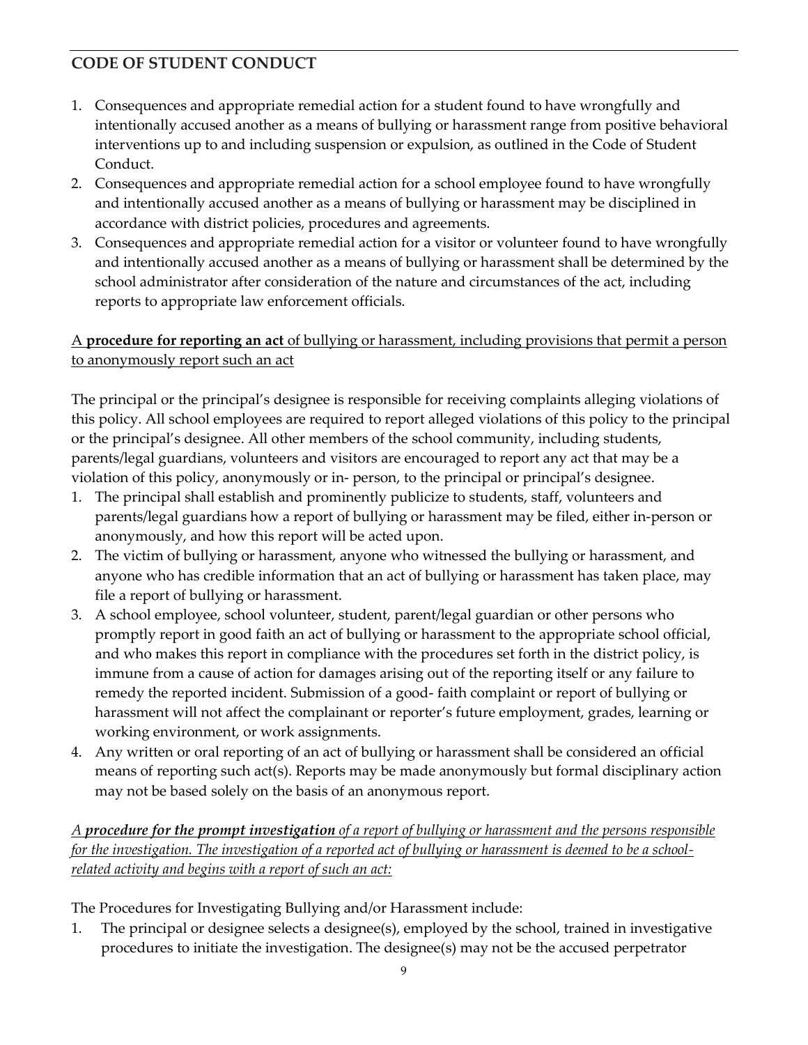## CODE OF STUDENT CONDUCT

1. Consequences and appropriate remedial action for a student found to have wrongfully and intentionally accused another as a means of bullying or harassment range from positive behavioral interventions up to and including suspension or expulsion, as outlined in the Code of Student Conduct.
2. Consequences and appropriate remedial action for a school employee found to have wrongfully and intentionally accused another as a means of bullying or harassment may be disciplined in accordance with district policies, procedures and agreements.
3. Consequences and appropriate remedial action for a visitor or volunteer found to have wrongfully and intentionally accused another as a means of bullying or harassment shall be determined by the school administrator after consideration of the nature and circumstances of the act, including reports to appropriate law enforcement officials.

<u>A **procedure for reporting an act** of bullying or harassment, including provisions that permit a person to anonymously report such an act</u>

The principal or the principal's designee is responsible for receiving complaints alleging violations of this policy. All school employees are required to report alleged violations of this policy to the principal or the principal's designee. All other members of the school community, including students, parents/legal guardians, volunteers and visitors are encouraged to report any act that may be a violation of this policy, anonymously or in- person, to the principal or principal's designee.

1. The principal shall establish and prominently publicize to students, staff, volunteers and parents/legal guardians how a report of bullying or harassment may be filed, either in-person or anonymously, and how this report will be acted upon.
2. The victim of bullying or harassment, anyone who witnessed the bullying or harassment, and anyone who has credible information that an act of bullying or harassment has taken place, may file a report of bullying or harassment.
3. A school employee, school volunteer, student, parent/legal guardian or other persons who promptly report in good faith an act of bullying or harassment to the appropriate school official, and who makes this report in compliance with the procedures set forth in the district policy, is immune from a cause of action for damages arising out of the reporting itself or any failure to remedy the reported incident. Submission of a good- faith complaint or report of bullying or harassment will not affect the complainant or reporter's future employment, grades, learning or working environment, or work assignments.
4. Any written or oral reporting of an act of bullying or harassment shall be considered an official means of reporting such act(s). Reports may be made anonymously but formal disciplinary action may not be based solely on the basis of an anonymous report.

<u>*A **procedure for the prompt investigation** of a report of bullying or harassment and the persons responsible for the investigation. The investigation of a reported act of bullying or harassment is deemed to be a school-related activity and begins with a report of such an act:*</u>

The Procedures for Investigating Bullying and/or Harassment include:

1. The principal or designee selects a designee(s), employed by the school, trained in investigative procedures to initiate the investigation. The designee(s) may not be the accused perpetrator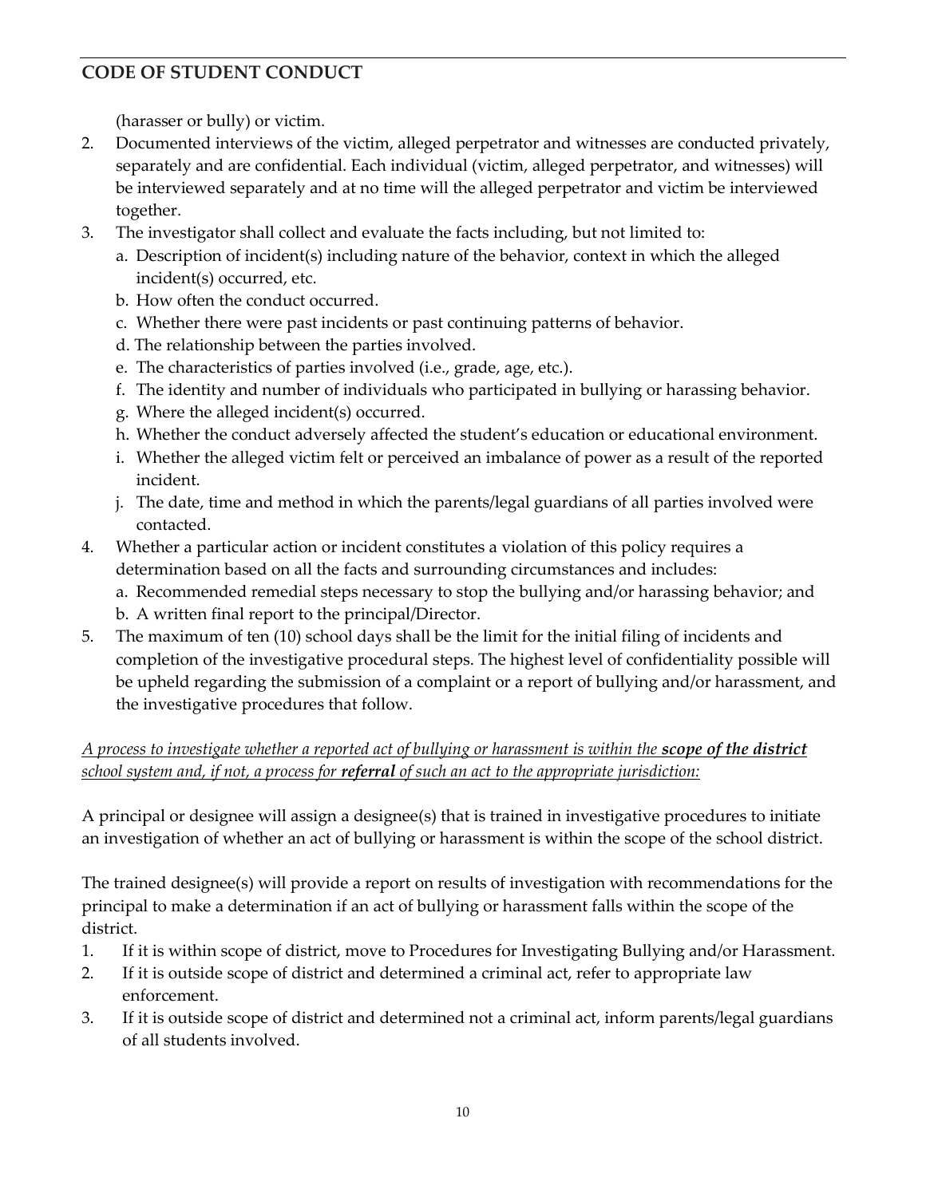(harasser or bully) or victim.

2. Documented interviews of the victim, alleged perpetrator and witnesses are conducted privately, separately and are confidential. Each individual (victim, alleged perpetrator, and witnesses) will be interviewed separately and at no time will the alleged perpetrator and victim be interviewed together.
3. The investigator shall collect and evaluate the facts including, but not limited to:
   a. Description of incident(s) including nature of the behavior, context in which the alleged incident(s) occurred, etc.
   b. How often the conduct occurred.
   c. Whether there were past incidents or past continuing patterns of behavior.
   d. The relationship between the parties involved.
   e. The characteristics of parties involved (i.e., grade, age, etc.).
   f. The identity and number of individuals who participated in bullying or harassing behavior.
   g. Where the alleged incident(s) occurred.
   h. Whether the conduct adversely affected the student's education or educational environment.
   i. Whether the alleged victim felt or perceived an imbalance of power as a result of the reported incident.
   j. The date, time and method in which the parents/legal guardians of all parties involved were contacted.
4. Whether a particular action or incident constitutes a violation of this policy requires a determination based on all the facts and surrounding circumstances and includes:
   a. Recommended remedial steps necessary to stop the bullying and/or harassing behavior; and
   b. A written final report to the principal/Director.
5. The maximum of ten (10) school days shall be the limit for the initial filing of incidents and completion of the investigative procedural steps. The highest level of confidentiality possible will be upheld regarding the submission of a complaint or a report of bullying and/or harassment, and the investigative procedures that follow.

<u>*A process to investigate whether a reported act of bullying or harassment is within the* ***scope of the district*** *school system and, if not, a process for* ***referral*** *of such an act to the appropriate jurisdiction:*</u>

A principal or designee will assign a designee(s) that is trained in investigative procedures to initiate an investigation of whether an act of bullying or harassment is within the scope of the school district.

The trained designee(s) will provide a report on results of investigation with recommendations for the principal to make a determination if an act of bullying or harassment falls within the scope of the district.

1. If it is within scope of district, move to Procedures for Investigating Bullying and/or Harassment.
2. If it is outside scope of district and determined a criminal act, refer to appropriate law enforcement.
3. If it is outside scope of district and determined not a criminal act, inform parents/legal guardians of all students involved.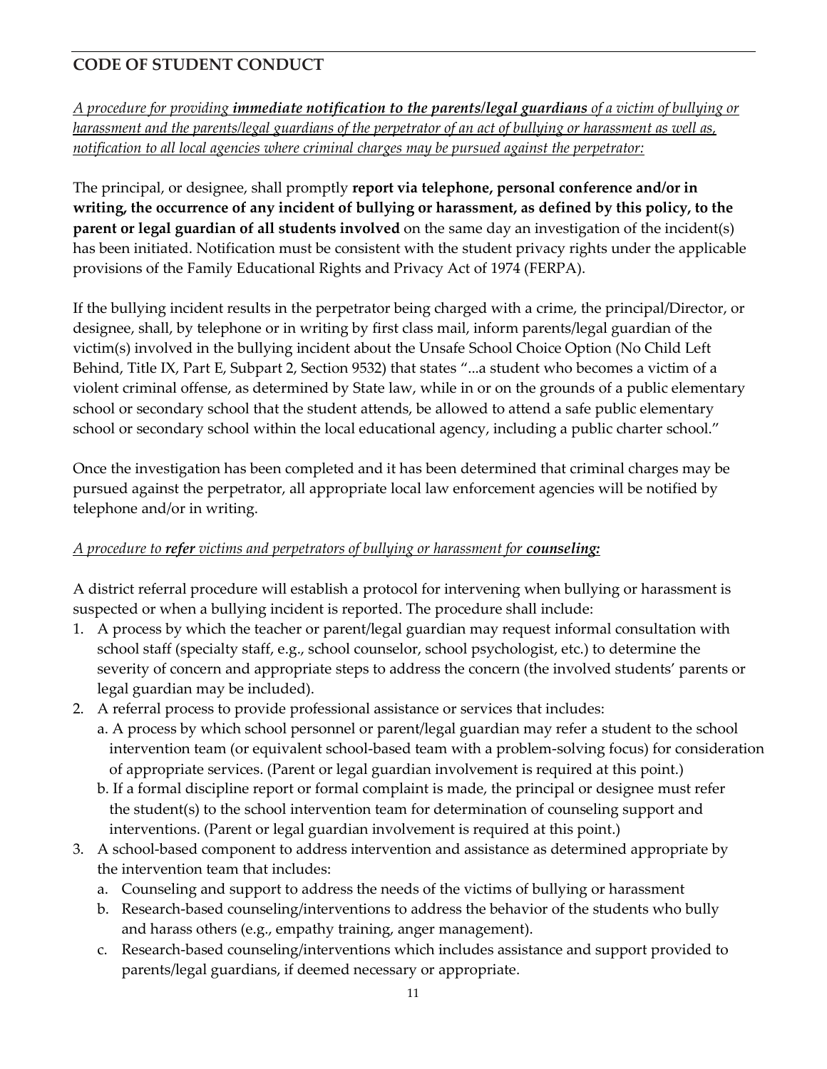## CODE OF STUDENT CONDUCT

*A procedure for providing **immediate notification to the parents/legal guardians** of a victim of bullying or harassment and the parents/legal guardians of the perpetrator of an act of bullying or harassment as well as, notification to all local agencies where criminal charges may be pursued against the perpetrator:*

The principal, or designee, shall promptly **report via telephone, personal conference and/or in writing, the occurrence of any incident of bullying or harassment, as defined by this policy, to the parent or legal guardian of all students involved** on the same day an investigation of the incident(s) has been initiated. Notification must be consistent with the student privacy rights under the applicable provisions of the Family Educational Rights and Privacy Act of 1974 (FERPA).

If the bullying incident results in the perpetrator being charged with a crime, the principal/Director, or designee, shall, by telephone or in writing by first class mail, inform parents/legal guardian of the victim(s) involved in the bullying incident about the Unsafe School Choice Option (No Child Left Behind, Title IX, Part E, Subpart 2, Section 9532) that states "...a student who becomes a victim of a violent criminal offense, as determined by State law, while in or on the grounds of a public elementary school or secondary school that the student attends, be allowed to attend a safe public elementary school or secondary school within the local educational agency, including a public charter school."

Once the investigation has been completed and it has been determined that criminal charges may be pursued against the perpetrator, all appropriate local law enforcement agencies will be notified by telephone and/or in writing.

*A procedure to **refer** victims and perpetrators of bullying or harassment for **counseling:***

A district referral procedure will establish a protocol for intervening when bullying or harassment is suspected or when a bullying incident is reported. The procedure shall include:

1. A process by which the teacher or parent/legal guardian may request informal consultation with school staff (specialty staff, e.g., school counselor, school psychologist, etc.) to determine the severity of concern and appropriate steps to address the concern (the involved students' parents or legal guardian may be included).
2. A referral process to provide professional assistance or services that includes:
   a. A process by which school personnel or parent/legal guardian may refer a student to the school intervention team (or equivalent school-based team with a problem-solving focus) for consideration of appropriate services. (Parent or legal guardian involvement is required at this point.)
   b. If a formal discipline report or formal complaint is made, the principal or designee must refer the student(s) to the school intervention team for determination of counseling support and interventions. (Parent or legal guardian involvement is required at this point.)
3. A school-based component to address intervention and assistance as determined appropriate by the intervention team that includes:
   a. Counseling and support to address the needs of the victims of bullying or harassment
   b. Research-based counseling/interventions to address the behavior of the students who bully and harass others (e.g., empathy training, anger management).
   c. Research-based counseling/interventions which includes assistance and support provided to parents/legal guardians, if deemed necessary or appropriate.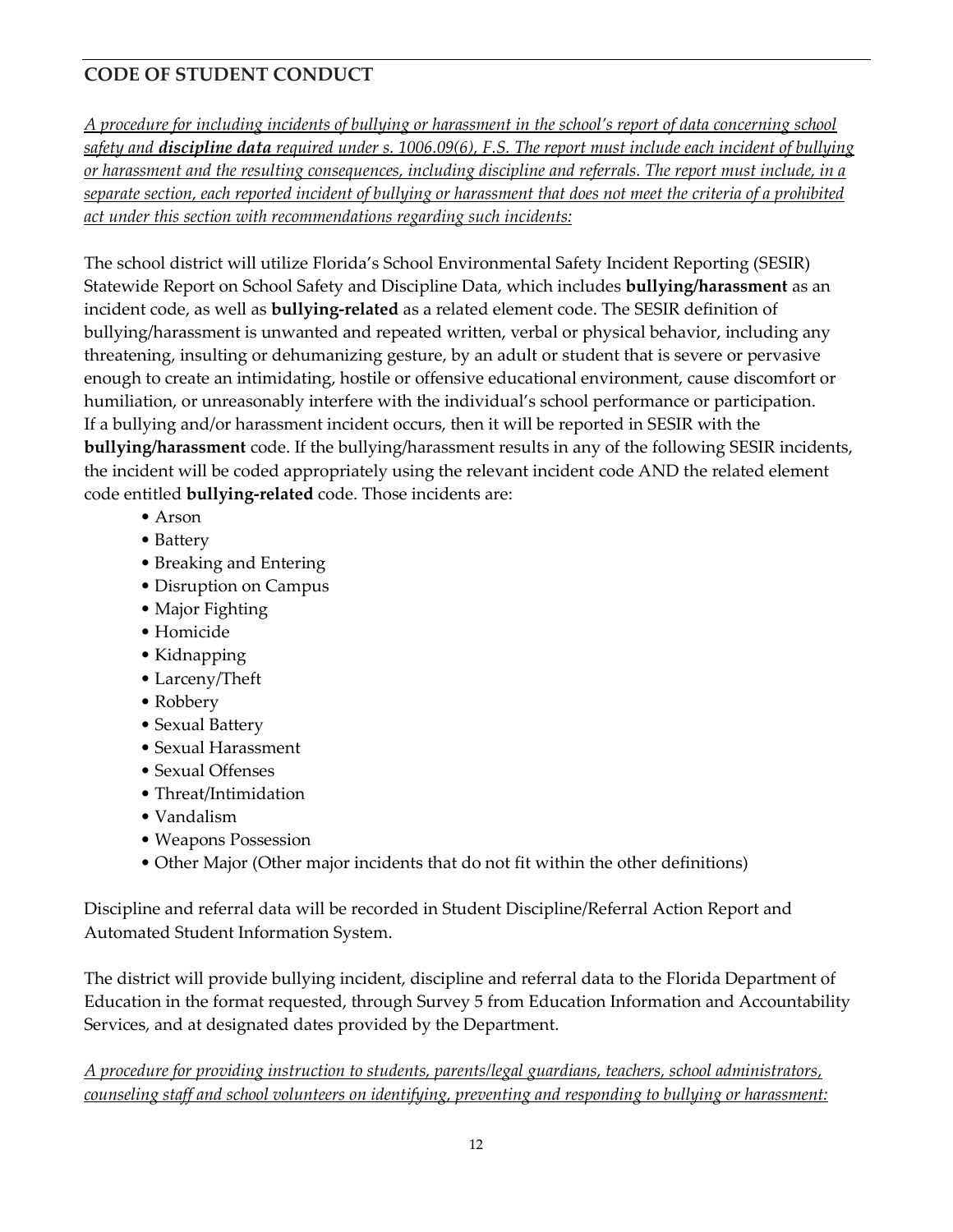## CODE OF STUDENT CONDUCT

*A procedure for including incidents of bullying or harassment in the school's report of data concerning school safety and **discipline data** required under s. 1006.09(6), F.S. The report must include each incident of bullying or harassment and the resulting consequences, including discipline and referrals. The report must include, in a separate section, each reported incident of bullying or harassment that does not meet the criteria of a prohibited act under this section with recommendations regarding such incidents:*

The school district will utilize Florida's School Environmental Safety Incident Reporting (SESIR) Statewide Report on School Safety and Discipline Data, which includes **bullying/harassment** as an incident code, as well as **bullying-related** as a related element code. The SESIR definition of bullying/harassment is unwanted and repeated written, verbal or physical behavior, including any threatening, insulting or dehumanizing gesture, by an adult or student that is severe or pervasive enough to create an intimidating, hostile or offensive educational environment, cause discomfort or humiliation, or unreasonably interfere with the individual's school performance or participation. If a bullying and/or harassment incident occurs, then it will be reported in SESIR with the **bullying/harassment** code. If the bullying/harassment results in any of the following SESIR incidents, the incident will be coded appropriately using the relevant incident code AND the related element code entitled **bullying-related** code. Those incidents are:

- Arson
- Battery
- Breaking and Entering
- Disruption on Campus
- Major Fighting
- Homicide
- Kidnapping
- Larceny/Theft
- Robbery
- Sexual Battery
- Sexual Harassment
- Sexual Offenses
- Threat/Intimidation
- Vandalism
- Weapons Possession
- Other Major (Other major incidents that do not fit within the other definitions)

Discipline and referral data will be recorded in Student Discipline/Referral Action Report and Automated Student Information System.

The district will provide bullying incident, discipline and referral data to the Florida Department of Education in the format requested, through Survey 5 from Education Information and Accountability Services, and at designated dates provided by the Department.

*A procedure for providing instruction to students, parents/legal guardians, teachers, school administrators, counseling staff and school volunteers on identifying, preventing and responding to bullying or harassment:*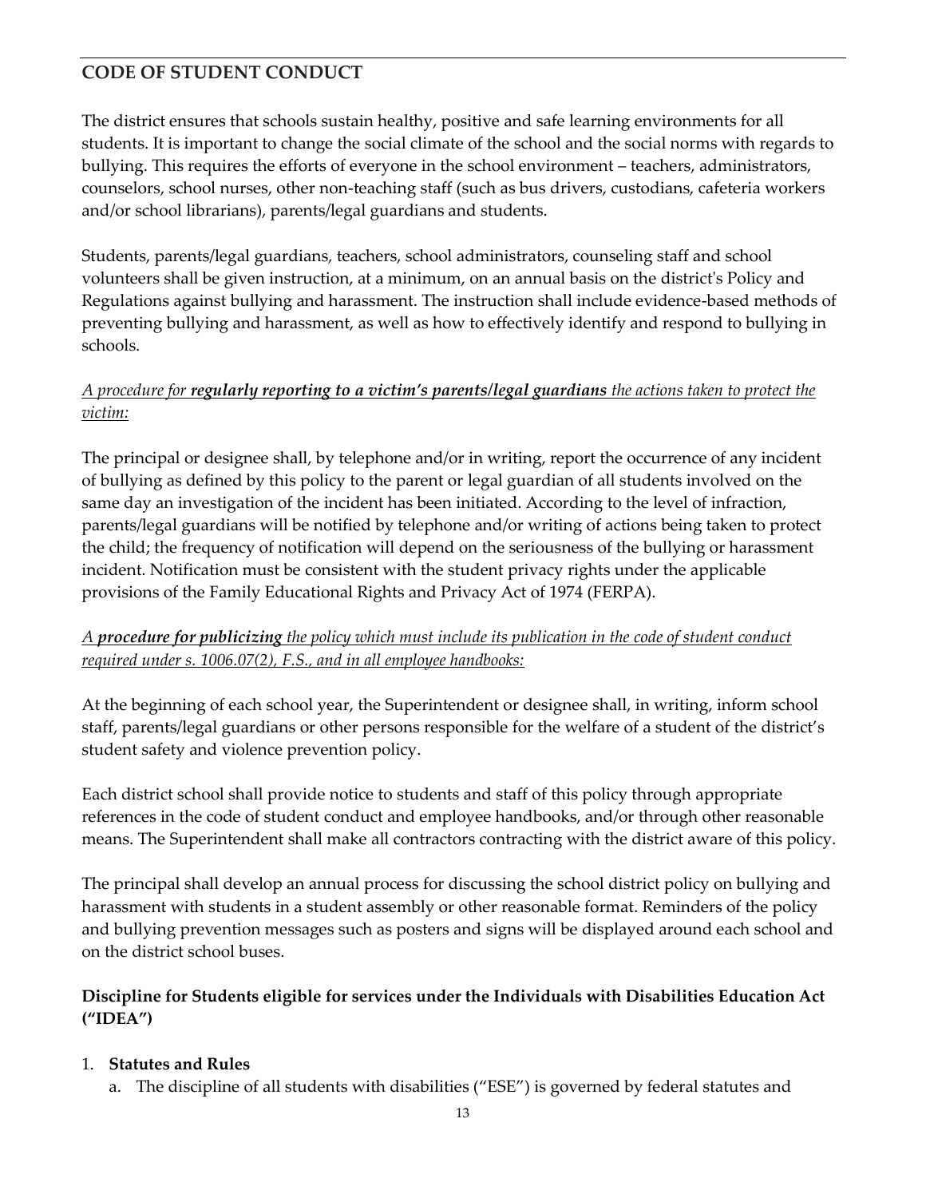## CODE OF STUDENT CONDUCT

The district ensures that schools sustain healthy, positive and safe learning environments for all students. It is important to change the social climate of the school and the social norms with regards to bullying. This requires the efforts of everyone in the school environment – teachers, administrators, counselors, school nurses, other non-teaching staff (such as bus drivers, custodians, cafeteria workers and/or school librarians), parents/legal guardians and students.

Students, parents/legal guardians, teachers, school administrators, counseling staff and school volunteers shall be given instruction, at a minimum, on an annual basis on the district's Policy and Regulations against bullying and harassment. The instruction shall include evidence-based methods of preventing bullying and harassment, as well as how to effectively identify and respond to bullying in schools.

*A procedure for* ***regularly reporting to a victim's parents/legal guardians*** *the actions taken to protect the victim:*

The principal or designee shall, by telephone and/or in writing, report the occurrence of any incident of bullying as defined by this policy to the parent or legal guardian of all students involved on the same day an investigation of the incident has been initiated. According to the level of infraction, parents/legal guardians will be notified by telephone and/or writing of actions being taken to protect the child; the frequency of notification will depend on the seriousness of the bullying or harassment incident. Notification must be consistent with the student privacy rights under the applicable provisions of the Family Educational Rights and Privacy Act of 1974 (FERPA).

*A* ***procedure for publicizing*** *the policy which must include its publication in the code of student conduct required under s. 1006.07(2), F.S., and in all employee handbooks:*

At the beginning of each school year, the Superintendent or designee shall, in writing, inform school staff, parents/legal guardians or other persons responsible for the welfare of a student of the district's student safety and violence prevention policy.

Each district school shall provide notice to students and staff of this policy through appropriate references in the code of student conduct and employee handbooks, and/or through other reasonable means. The Superintendent shall make all contractors contracting with the district aware of this policy.

The principal shall develop an annual process for discussing the school district policy on bullying and harassment with students in a student assembly or other reasonable format. Reminders of the policy and bullying prevention messages such as posters and signs will be displayed around each school and on the district school buses.

### Discipline for Students eligible for services under the Individuals with Disabilities Education Act ("IDEA")

1. **Statutes and Rules**
   a. The discipline of all students with disabilities ("ESE") is governed by federal statutes and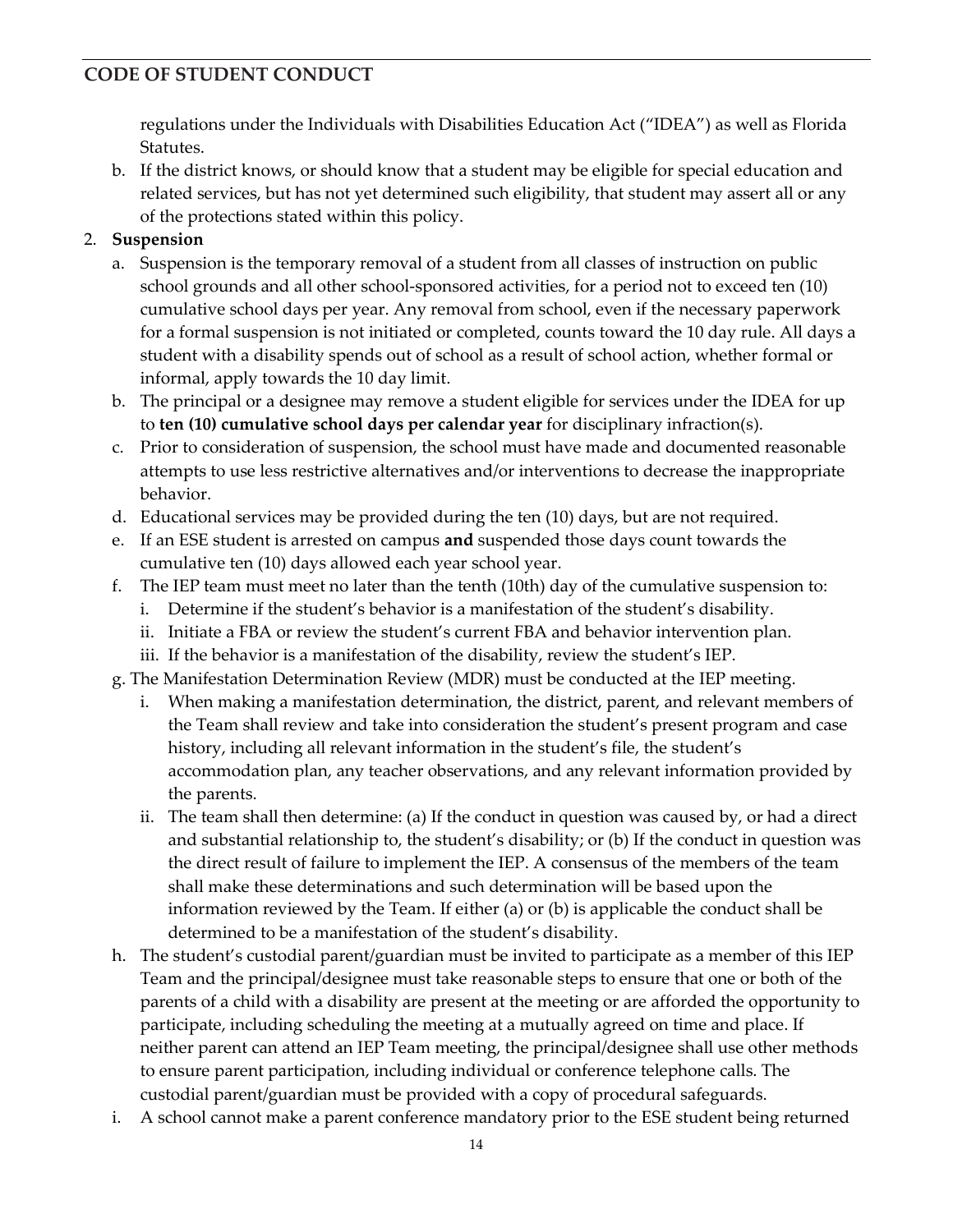regulations under the Individuals with Disabilities Education Act ("IDEA") as well as Florida Statutes.

b. If the district knows, or should know that a student may be eligible for special education and related services, but has not yet determined such eligibility, that student may assert all or any of the protections stated within this policy.

2. **Suspension**
   a. Suspension is the temporary removal of a student from all classes of instruction on public school grounds and all other school-sponsored activities, for a period not to exceed ten (10) cumulative school days per year. Any removal from school, even if the necessary paperwork for a formal suspension is not initiated or completed, counts toward the 10 day rule. All days a student with a disability spends out of school as a result of school action, whether formal or informal, apply towards the 10 day limit.
   b. The principal or a designee may remove a student eligible for services under the IDEA for up to **ten (10) cumulative school days per calendar year** for disciplinary infraction(s).
   c. Prior to consideration of suspension, the school must have made and documented reasonable attempts to use less restrictive alternatives and/or interventions to decrease the inappropriate behavior.
   d. Educational services may be provided during the ten (10) days, but are not required.
   e. If an ESE student is arrested on campus **and** suspended those days count towards the cumulative ten (10) days allowed each year school year.
   f. The IEP team must meet no later than the tenth (10th) day of the cumulative suspension to:
      i. Determine if the student's behavior is a manifestation of the student's disability.
      ii. Initiate a FBA or review the student's current FBA and behavior intervention plan.
      iii. If the behavior is a manifestation of the disability, review the student's IEP.
   g. The Manifestation Determination Review (MDR) must be conducted at the IEP meeting.
      i. When making a manifestation determination, the district, parent, and relevant members of the Team shall review and take into consideration the student's present program and case history, including all relevant information in the student's file, the student's accommodation plan, any teacher observations, and any relevant information provided by the parents.
      ii. The team shall then determine: (a) If the conduct in question was caused by, or had a direct and substantial relationship to, the student's disability; or (b) If the conduct in question was the direct result of failure to implement the IEP. A consensus of the members of the team shall make these determinations and such determination will be based upon the information reviewed by the Team. If either (a) or (b) is applicable the conduct shall be determined to be a manifestation of the student's disability.
   h. The student's custodial parent/guardian must be invited to participate as a member of this IEP Team and the principal/designee must take reasonable steps to ensure that one or both of the parents of a child with a disability are present at the meeting or are afforded the opportunity to participate, including scheduling the meeting at a mutually agreed on time and place. If neither parent can attend an IEP Team meeting, the principal/designee shall use other methods to ensure parent participation, including individual or conference telephone calls. The custodial parent/guardian must be provided with a copy of procedural safeguards.
   i. A school cannot make a parent conference mandatory prior to the ESE student being returned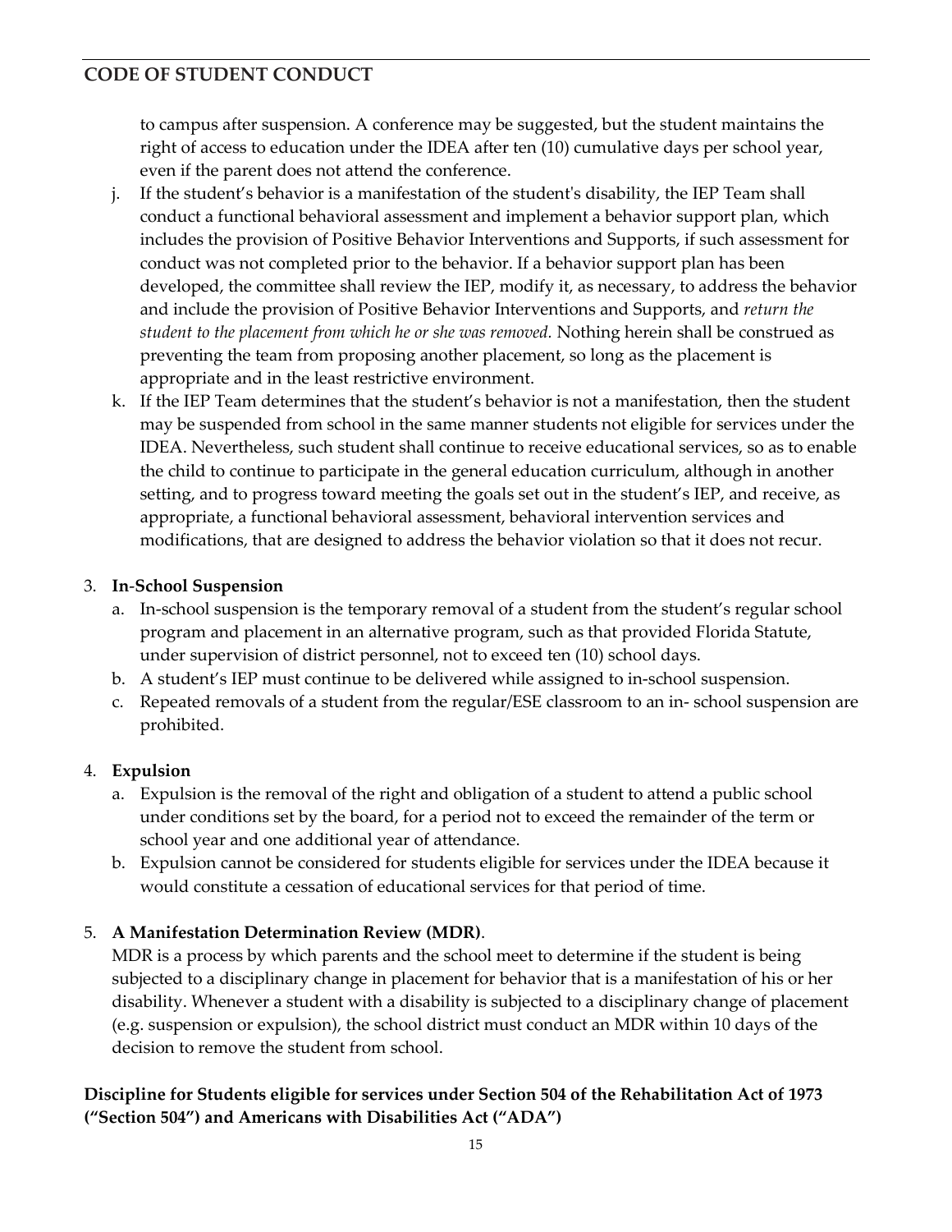to campus after suspension. A conference may be suggested, but the student maintains the right of access to education under the IDEA after ten (10) cumulative days per school year, even if the parent does not attend the conference.

j. If the student's behavior is a manifestation of the student's disability, the IEP Team shall conduct a functional behavioral assessment and implement a behavior support plan, which includes the provision of Positive Behavior Interventions and Supports, if such assessment for conduct was not completed prior to the behavior. If a behavior support plan has been developed, the committee shall review the IEP, modify it, as necessary, to address the behavior and include the provision of Positive Behavior Interventions and Supports, and *return the student to the placement from which he or she was removed.* Nothing herein shall be construed as preventing the team from proposing another placement, so long as the placement is appropriate and in the least restrictive environment.

k. If the IEP Team determines that the student's behavior is not a manifestation, then the student may be suspended from school in the same manner students not eligible for services under the IDEA. Nevertheless, such student shall continue to receive educational services, so as to enable the child to continue to participate in the general education curriculum, although in another setting, and to progress toward meeting the goals set out in the student's IEP, and receive, as appropriate, a functional behavioral assessment, behavioral intervention services and modifications, that are designed to address the behavior violation so that it does not recur.

3. **In-School Suspension**
   a. In-school suspension is the temporary removal of a student from the student's regular school program and placement in an alternative program, such as that provided Florida Statute, under supervision of district personnel, not to exceed ten (10) school days.
   b. A student's IEP must continue to be delivered while assigned to in-school suspension.
   c. Repeated removals of a student from the regular/ESE classroom to an in- school suspension are prohibited.

4. **Expulsion**
   a. Expulsion is the removal of the right and obligation of a student to attend a public school under conditions set by the board, for a period not to exceed the remainder of the term or school year and one additional year of attendance.
   b. Expulsion cannot be considered for students eligible for services under the IDEA because it would constitute a cessation of educational services for that period of time.

5. **A Manifestation Determination Review (MDR)**.
   MDR is a process by which parents and the school meet to determine if the student is being subjected to a disciplinary change in placement for behavior that is a manifestation of his or her disability. Whenever a student with a disability is subjected to a disciplinary change of placement (e.g. suspension or expulsion), the school district must conduct an MDR within 10 days of the decision to remove the student from school.

**Discipline for Students eligible for services under Section 504 of the Rehabilitation Act of 1973 ("Section 504") and Americans with Disabilities Act ("ADA")**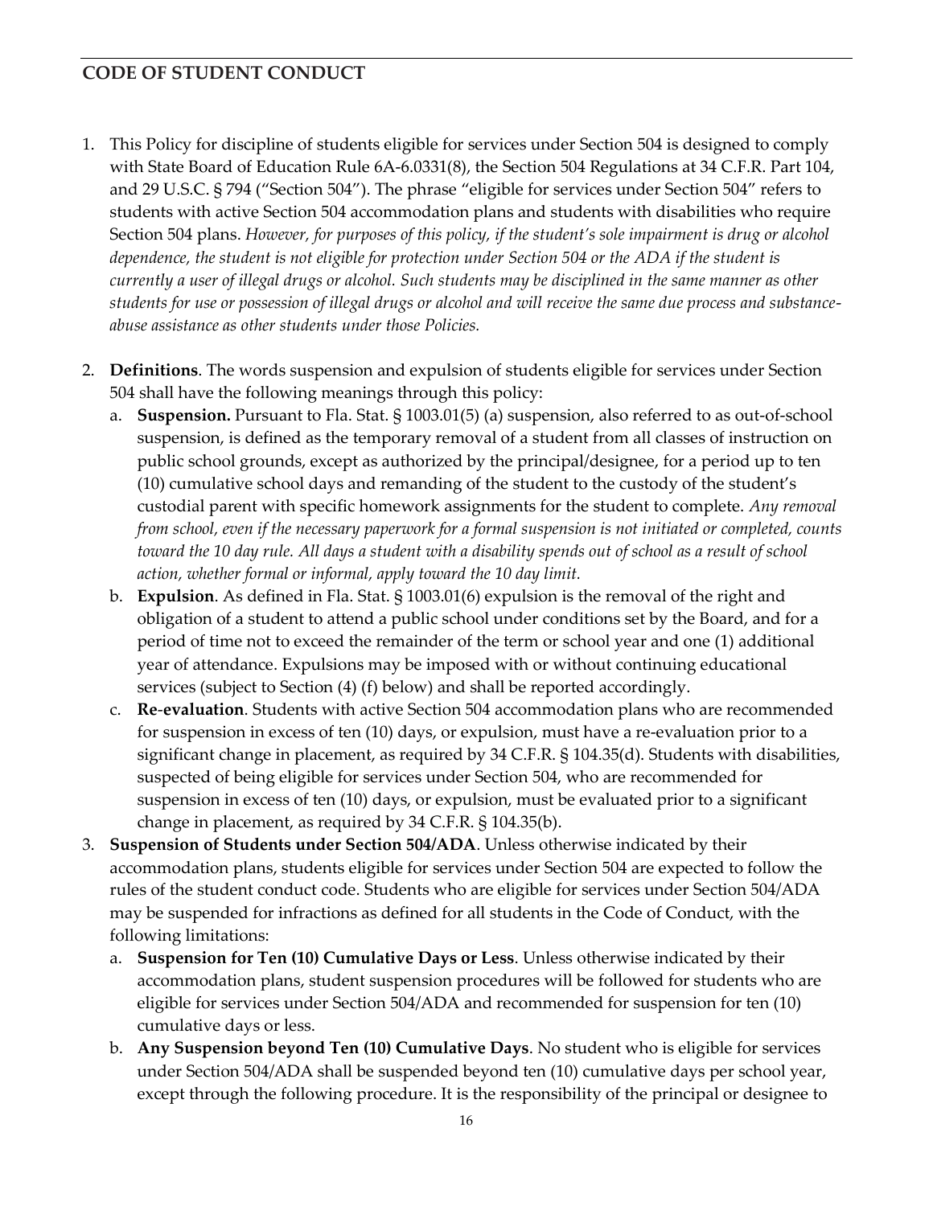## CODE OF STUDENT CONDUCT

1. This Policy for discipline of students eligible for services under Section 504 is designed to comply with State Board of Education Rule 6A-6.0331(8), the Section 504 Regulations at 34 C.F.R. Part 104, and 29 U.S.C. § 794 ("Section 504"). The phrase "eligible for services under Section 504" refers to students with active Section 504 accommodation plans and students with disabilities who require Section 504 plans. *However, for purposes of this policy, if the student's sole impairment is drug or alcohol dependence, the student is not eligible for protection under Section 504 or the ADA if the student is currently a user of illegal drugs or alcohol. Such students may be disciplined in the same manner as other students for use or possession of illegal drugs or alcohol and will receive the same due process and substance-abuse assistance as other students under those Policies.*

2. **Definitions**. The words suspension and expulsion of students eligible for services under Section 504 shall have the following meanings through this policy:
   a. **Suspension.** Pursuant to Fla. Stat. § 1003.01(5) (a) suspension, also referred to as out-of-school suspension, is defined as the temporary removal of a student from all classes of instruction on public school grounds, except as authorized by the principal/designee, for a period up to ten (10) cumulative school days and remanding of the student to the custody of the student's custodial parent with specific homework assignments for the student to complete. *Any removal from school, even if the necessary paperwork for a formal suspension is not initiated or completed, counts toward the 10 day rule. All days a student with a disability spends out of school as a result of school action, whether formal or informal, apply toward the 10 day limit.*
   b. **Expulsion**. As defined in Fla. Stat. § 1003.01(6) expulsion is the removal of the right and obligation of a student to attend a public school under conditions set by the Board, and for a period of time not to exceed the remainder of the term or school year and one (1) additional year of attendance. Expulsions may be imposed with or without continuing educational services (subject to Section (4) (f) below) and shall be reported accordingly.
   c. **Re-evaluation**. Students with active Section 504 accommodation plans who are recommended for suspension in excess of ten (10) days, or expulsion, must have a re-evaluation prior to a significant change in placement, as required by 34 C.F.R. § 104.35(d). Students with disabilities, suspected of being eligible for services under Section 504, who are recommended for suspension in excess of ten (10) days, or expulsion, must be evaluated prior to a significant change in placement, as required by 34 C.F.R. § 104.35(b).

3. **Suspension of Students under Section 504/ADA**. Unless otherwise indicated by their accommodation plans, students eligible for services under Section 504 are expected to follow the rules of the student conduct code. Students who are eligible for services under Section 504/ADA may be suspended for infractions as defined for all students in the Code of Conduct, with the following limitations:
   a. **Suspension for Ten (10) Cumulative Days or Less**. Unless otherwise indicated by their accommodation plans, student suspension procedures will be followed for students who are eligible for services under Section 504/ADA and recommended for suspension for ten (10) cumulative days or less.
   b. **Any Suspension beyond Ten (10) Cumulative Days**. No student who is eligible for services under Section 504/ADA shall be suspended beyond ten (10) cumulative days per school year, except through the following procedure. It is the responsibility of the principal or designee to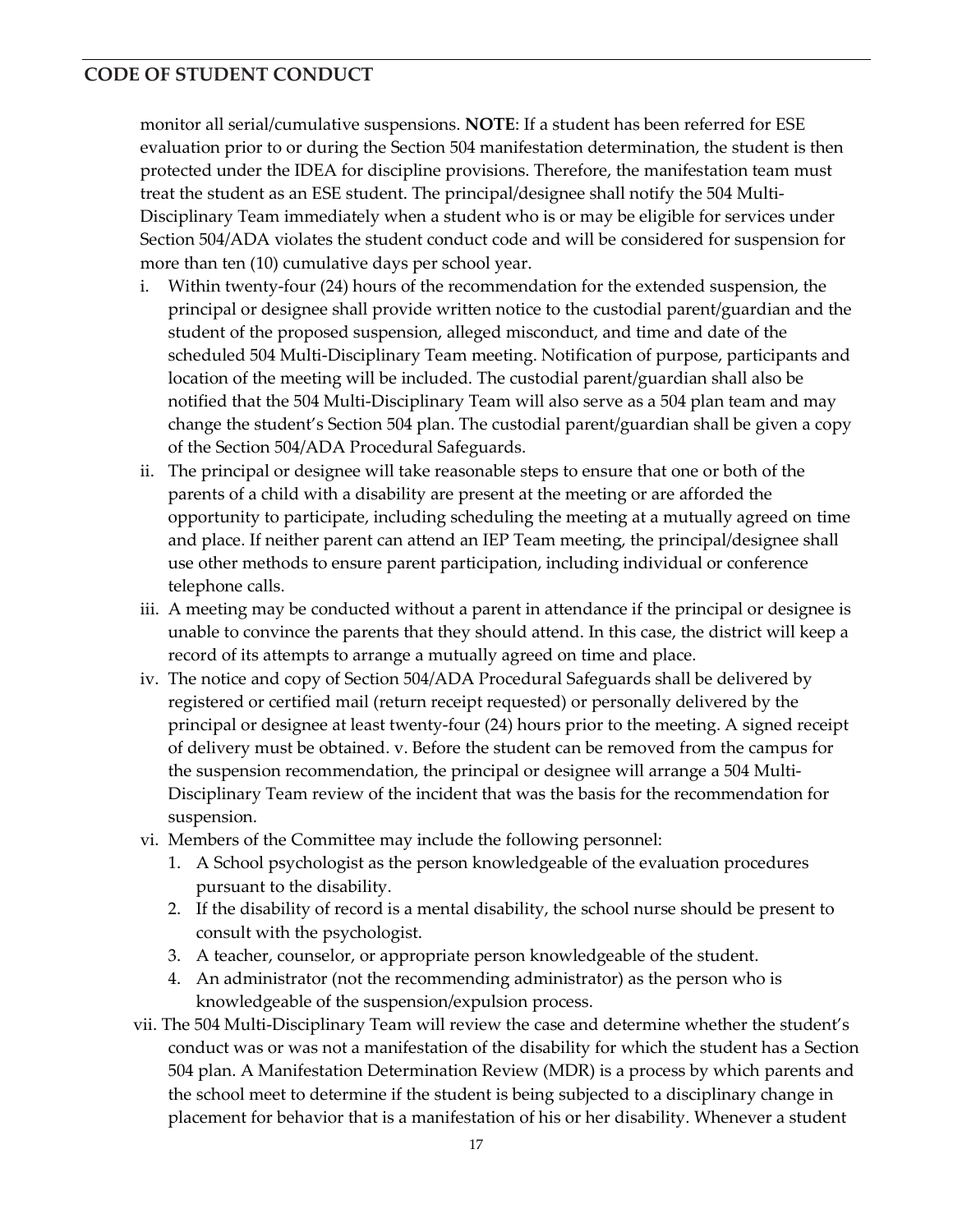monitor all serial/cumulative suspensions. **NOTE**: If a student has been referred for ESE evaluation prior to or during the Section 504 manifestation determination, the student is then protected under the IDEA for discipline provisions. Therefore, the manifestation team must treat the student as an ESE student. The principal/designee shall notify the 504 Multi-Disciplinary Team immediately when a student who is or may be eligible for services under Section 504/ADA violates the student conduct code and will be considered for suspension for more than ten (10) cumulative days per school year.

i. Within twenty-four (24) hours of the recommendation for the extended suspension, the principal or designee shall provide written notice to the custodial parent/guardian and the student of the proposed suspension, alleged misconduct, and time and date of the scheduled 504 Multi-Disciplinary Team meeting. Notification of purpose, participants and location of the meeting will be included. The custodial parent/guardian shall also be notified that the 504 Multi-Disciplinary Team will also serve as a 504 plan team and may change the student's Section 504 plan. The custodial parent/guardian shall be given a copy of the Section 504/ADA Procedural Safeguards.
ii. The principal or designee will take reasonable steps to ensure that one or both of the parents of a child with a disability are present at the meeting or are afforded the opportunity to participate, including scheduling the meeting at a mutually agreed on time and place. If neither parent can attend an IEP Team meeting, the principal/designee shall use other methods to ensure parent participation, including individual or conference telephone calls.
iii. A meeting may be conducted without a parent in attendance if the principal or designee is unable to convince the parents that they should attend. In this case, the district will keep a record of its attempts to arrange a mutually agreed on time and place.
iv. The notice and copy of Section 504/ADA Procedural Safeguards shall be delivered by registered or certified mail (return receipt requested) or personally delivered by the principal or designee at least twenty-four (24) hours prior to the meeting. A signed receipt of delivery must be obtained. v. Before the student can be removed from the campus for the suspension recommendation, the principal or designee will arrange a 504 Multi-Disciplinary Team review of the incident that was the basis for the recommendation for suspension.
vi. Members of the Committee may include the following personnel:
    1. A School psychologist as the person knowledgeable of the evaluation procedures pursuant to the disability.
    2. If the disability of record is a mental disability, the school nurse should be present to consult with the psychologist.
    3. A teacher, counselor, or appropriate person knowledgeable of the student.
    4. An administrator (not the recommending administrator) as the person who is knowledgeable of the suspension/expulsion process.
vii. The 504 Multi-Disciplinary Team will review the case and determine whether the student's conduct was or was not a manifestation of the disability for which the student has a Section 504 plan. A Manifestation Determination Review (MDR) is a process by which parents and the school meet to determine if the student is being subjected to a disciplinary change in placement for behavior that is a manifestation of his or her disability. Whenever a student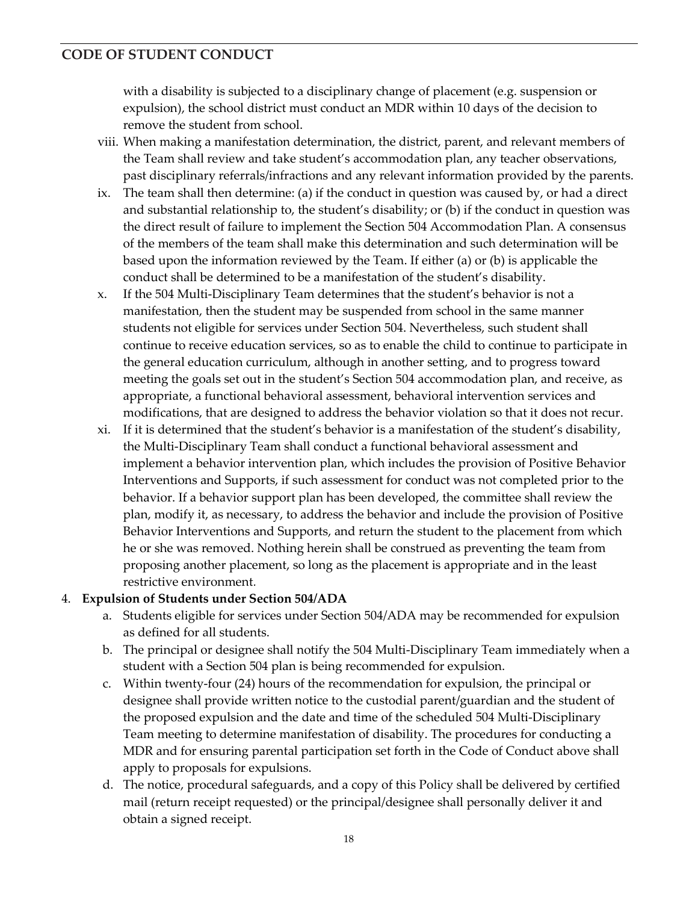with a disability is subjected to a disciplinary change of placement (e.g. suspension or expulsion), the school district must conduct an MDR within 10 days of the decision to remove the student from school.

viii. When making a manifestation determination, the district, parent, and relevant members of the Team shall review and take student's accommodation plan, any teacher observations, past disciplinary referrals/infractions and any relevant information provided by the parents.

ix. The team shall then determine: (a) if the conduct in question was caused by, or had a direct and substantial relationship to, the student's disability; or (b) if the conduct in question was the direct result of failure to implement the Section 504 Accommodation Plan. A consensus of the members of the team shall make this determination and such determination will be based upon the information reviewed by the Team. If either (a) or (b) is applicable the conduct shall be determined to be a manifestation of the student's disability.

x. If the 504 Multi-Disciplinary Team determines that the student's behavior is not a manifestation, then the student may be suspended from school in the same manner students not eligible for services under Section 504. Nevertheless, such student shall continue to receive education services, so as to enable the child to continue to participate in the general education curriculum, although in another setting, and to progress toward meeting the goals set out in the student's Section 504 accommodation plan, and receive, as appropriate, a functional behavioral assessment, behavioral intervention services and modifications, that are designed to address the behavior violation so that it does not recur.

xi. If it is determined that the student's behavior is a manifestation of the student's disability, the Multi-Disciplinary Team shall conduct a functional behavioral assessment and implement a behavior intervention plan, which includes the provision of Positive Behavior Interventions and Supports, if such assessment for conduct was not completed prior to the behavior. If a behavior support plan has been developed, the committee shall review the plan, modify it, as necessary, to address the behavior and include the provision of Positive Behavior Interventions and Supports, and return the student to the placement from which he or she was removed. Nothing herein shall be construed as preventing the team from proposing another placement, so long as the placement is appropriate and in the least restrictive environment.

4. **Expulsion of Students under Section 504/ADA**
   a. Students eligible for services under Section 504/ADA may be recommended for expulsion as defined for all students.
   b. The principal or designee shall notify the 504 Multi-Disciplinary Team immediately when a student with a Section 504 plan is being recommended for expulsion.
   c. Within twenty-four (24) hours of the recommendation for expulsion, the principal or designee shall provide written notice to the custodial parent/guardian and the student of the proposed expulsion and the date and time of the scheduled 504 Multi-Disciplinary Team meeting to determine manifestation of disability. The procedures for conducting a MDR and for ensuring parental participation set forth in the Code of Conduct above shall apply to proposals for expulsions.
   d. The notice, procedural safeguards, and a copy of this Policy shall be delivered by certified mail (return receipt requested) or the principal/designee shall personally deliver it and obtain a signed receipt.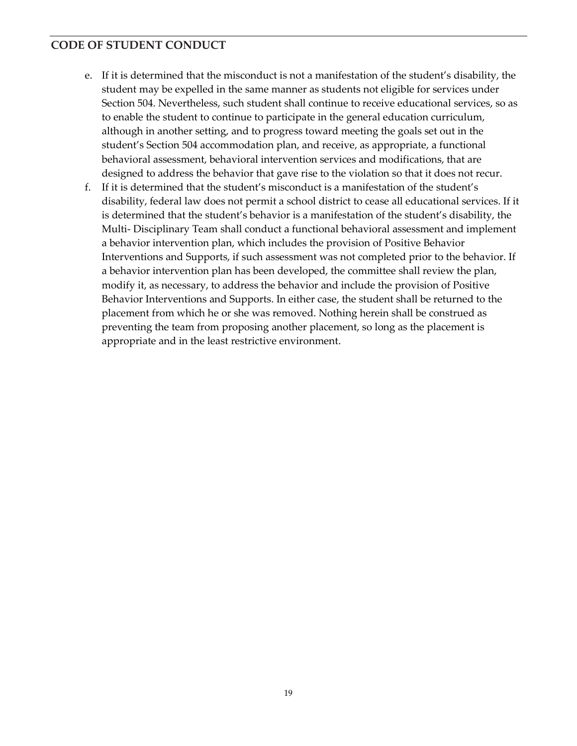e. If it is determined that the misconduct is not a manifestation of the student's disability, the student may be expelled in the same manner as students not eligible for services under Section 504. Nevertheless, such student shall continue to receive educational services, so as to enable the student to continue to participate in the general education curriculum, although in another setting, and to progress toward meeting the goals set out in the student's Section 504 accommodation plan, and receive, as appropriate, a functional behavioral assessment, behavioral intervention services and modifications, that are designed to address the behavior that gave rise to the violation so that it does not recur.

f. If it is determined that the student's misconduct is a manifestation of the student's disability, federal law does not permit a school district to cease all educational services. If it is determined that the student's behavior is a manifestation of the student's disability, the Multi- Disciplinary Team shall conduct a functional behavioral assessment and implement a behavior intervention plan, which includes the provision of Positive Behavior Interventions and Supports, if such assessment was not completed prior to the behavior. If a behavior intervention plan has been developed, the committee shall review the plan, modify it, as necessary, to address the behavior and include the provision of Positive Behavior Interventions and Supports. In either case, the student shall be returned to the placement from which he or she was removed. Nothing herein shall be construed as preventing the team from proposing another placement, so long as the placement is appropriate and in the least restrictive environment.